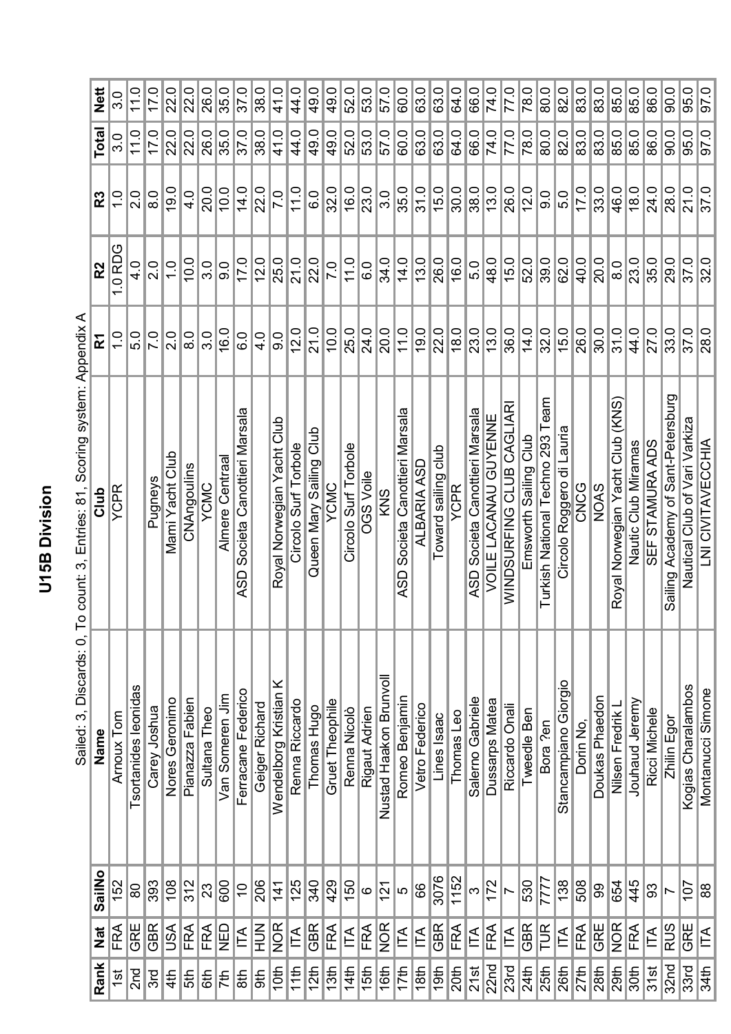# U15B Division

Sailed: 3, Discards: 0, To count: 3, Entries: 81, Scoring system: Appendix A

| Rank | Nat | SailNo | Name | Club | R1 | R2 | R3 | Total | Nett |
|---|---|---|---|---|---|---|---|---|---|
| 1st | FRA | 152 | Arnoux Tom | YCPR | 1.0 | 1.0 RDG | 1.0 | 3.0 | 3.0 |
| 2nd | GRE | 80 | Tsortanides leonidas | | 5.0 | 4.0 | 2.0 | 11.0 | 11.0 |
| 3rd | GBR | 393 | Carey Joshua | Pugneys | 7.0 | 2.0 | 8.0 | 17.0 | 17.0 |
| 4th | USA | 108 | Nores Geronimo | Mami Yacht Club | 2.0 | 1.0 | 19.0 | 22.0 | 22.0 |
| 5th | FRA | 312 | Pianazza Fabien | CNAngoulins | 8.0 | 10.0 | 4.0 | 22.0 | 22.0 |
| 6th | FRA | 23 | Sultana Theo | YCMC | 3.0 | 3.0 | 20.0 | 26.0 | 26.0 |
| 7th | NED | 600 | Van Someren Jim | Almere Centraal | 16.0 | 9.0 | 10.0 | 35.0 | 35.0 |
| 8th | ITA | 10 | Ferracane Federico | ASD Societa Canottieri Marsala | 6.0 | 17.0 | 14.0 | 37.0 | 37.0 |
| 9th | HUN | 206 | Geiger Richard | | 4.0 | 12.0 | 22.0 | 38.0 | 38.0 |
| 10th | NOR | 141 | Wendelborg Kristian K | Royal Norwegian Yacht Club | 9.0 | 25.0 | 7.0 | 41.0 | 41.0 |
| 11th | ITA | 125 | Renna Riccardo | Circolo Surf Torbole | 12.0 | 21.0 | 11.0 | 44.0 | 44.0 |
| 12th | GBR | 340 | Thomas Hugo | Queen Mary Sailing Club | 21.0 | 22.0 | 6.0 | 49.0 | 49.0 |
| 13th | FRA | 429 | Gruet Theophile | YCMC | 10.0 | 7.0 | 32.0 | 49.0 | 49.0 |
| 14th | ITA | 150 | Renna Nicolò | Circolo Surf Torbole | 25.0 | 11.0 | 16.0 | 52.0 | 52.0 |
| 15th | FRA | 6 | Rigaut Adrien | OGS Voile | 24.0 | 6.0 | 23.0 | 53.0 | 53.0 |
| 16th | NOR | 121 | Nustad Haakon Brunvoll | KNS | 20.0 | 34.0 | 3.0 | 57.0 | 57.0 |
| 17th | ITA | 5 | Romeo Benjamin | ASD Societa Canottieri Marsala | 11.0 | 14.0 | 35.0 | 60.0 | 60.0 |
| 18th | ITA | 66 | Vetro Federico | ALBARIA ASD | 19.0 | 13.0 | 31.0 | 63.0 | 63.0 |
| 19th | GBR | 3076 | Lines Isaac | Toward sailing club | 22.0 | 26.0 | 15.0 | 63.0 | 63.0 |
| 20th | FRA | 1152 | Thomas Leo | YCPR | 18.0 | 16.0 | 30.0 | 64.0 | 64.0 |
| 21st | ITA | 3 | Salerno Gabriele | ASD Societa Canottieri Marsala | 23.0 | 5.0 | 38.0 | 66.0 | 66.0 |
| 22nd | FRA | 172 | Dussarps Matea | VOILE LACANAU GUYENNE | 13.0 | 48.0 | 13.0 | 74.0 | 74.0 |
| 23rd | ITA | 7 | Riccardo Onali | WINDSURFING CLUB CAGLIARI | 36.0 | 15.0 | 26.0 | 77.0 | 77.0 |
| 24th | GBR | 530 | Tweedle Ben | Emsworth Sailing Club | 14.0 | 52.0 | 12.0 | 78.0 | 78.0 |
| 25th | TUR | 7777 | Bora ?en | Turkish National Techno 293 Team | 32.0 | 39.0 | 9.0 | 80.0 | 80.0 |
| 26th | ITA | 138 | Stancampiano Giorgio | Circolo Roggero di Lauria | 15.0 | 62.0 | 5.0 | 82.0 | 82.0 |
| 27th | FRA | 508 | Dorin No, | CNCG | 26.0 | 40.0 | 17.0 | 83.0 | 83.0 |
| 28th | GRE | 99 | Doukas Phaedon | NOAS | 30.0 | 20.0 | 33.0 | 83.0 | 83.0 |
| 29th | NOR | 654 | Nilsen Fredrik L | Royal Norwegian Yacht Club (KNS) | 31.0 | 8.0 | 46.0 | 85.0 | 85.0 |
| 30th | FRA | 445 | Jouhaud Jeremy | Nautic Club Miramas | 44.0 | 23.0 | 18.0 | 85.0 | 85.0 |
| 31st | ITA | 93 | Ricci Michele | SEF STAMURA ADS | 27.0 | 35.0 | 24.0 | 86.0 | 86.0 |
| 32nd | RUS | 7 | Zhilin Egor | Sailing Academy of Sant-Petersburg | 33.0 | 29.0 | 28.0 | 90.0 | 90.0 |
| 33rd | GRE | 107 | Kogias Charalambos | Nautical Club of Vari Varkiza | 37.0 | 37.0 | 21.0 | 95.0 | 95.0 |
| 34th | ITA | 88 | Montanucci Simone | LNI CIVITAVECCHIA | 28.0 | 32.0 | 37.0 | 97.0 | 97.0 |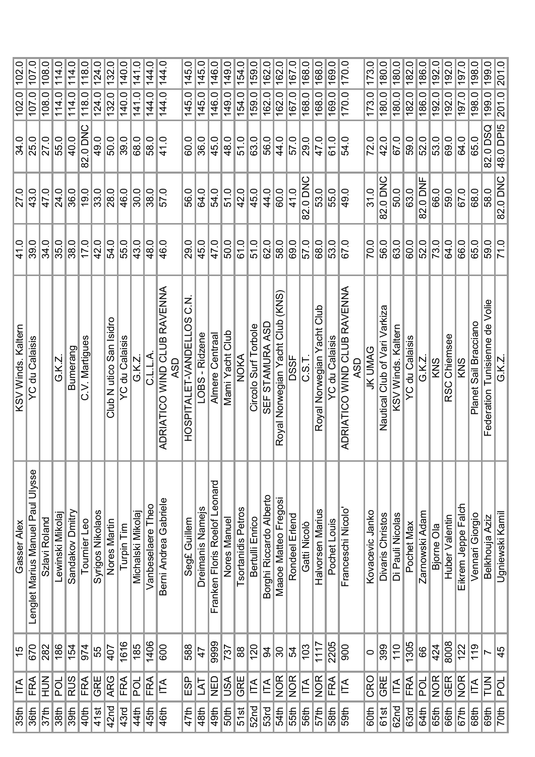| 35th | ITA | 15 | Gasser Alex | KSV Winds. Kaltern | 41.0 | 27.0 | 34.0 | 102.0 | 102.0 |
|---|---|---|---|---|---|---|---|---|---|
| 36th | FRA | 670 | Lenglet Marius Manuel Paul Ulysse | YC du Calaisis | 39.0 | 43.0 | 25.0 | 107.0 | 107.0 |
| 37th | HUN | 282 | Szlavi Roland | | 34.0 | 47.0 | 27.0 | 108.0 | 108.0 |
| 38th | POL | 186 | Lewinski Mikolaj | G.K.Z. | 35.0 | 24.0 | 55.0 | 114.0 | 114.0 |
| 39th | RUS | 154 | Sandakov Dmitry | Bumerang | 38.0 | 36.0 | 40.0 | 114.0 | 114.0 |
| 40th | FRA | 974 | Tournier Leo | C.V. Martigues | 17.0 | 19.0 | 82.0 DNC | 118.0 | 118.0 |
| 41st | GRE | 55 | Syrigos Nikolaos | | 42.0 | 33.0 | 49.0 | 124.0 | 124.0 |
| 42nd | ARG | 407 | Nores Martin | Club N utico San Isidro | 54.0 | 28.0 | 50.0 | 132.0 | 132.0 |
| 43rd | FRA | 1616 | Turpin Tim | YC du Calaisis | 55.0 | 46.0 | 39.0 | 140.0 | 140.0 |
| 44th | POL | 185 | Michalski Mikolaj | G.K.Z. | 43.0 | 30.0 | 68.0 | 141.0 | 141.0 |
| 45th | FRA | 1406 | Vanbeselaere Theo | C.L.L.A. | 48.0 | 38.0 | 58.0 | 144.0 | 144.0 |
| 46th | ITA | 600 | Berni Andrea Gabriele | ADRIATICO WIND CLUB RAVENNA ASD | 46.0 | 57.0 | 41.0 | 144.0 | 144.0 |
| 47th | ESP | 588 | Seg£ Guillem | HOSPITALET-VANDELLOS C.N. | 29.0 | 56.0 | 60.0 | 145.0 | 145.0 |
| 48th | LAT | 47 | Dreimanis Namejs | LOBS - Ridzene | 45.0 | 64.0 | 36.0 | 145.0 | 145.0 |
| 49th | NED | 9999 | Franken Floris Roelof Leonard | Almere Centraal | 47.0 | 54.0 | 45.0 | 146.0 | 146.0 |
| 50th | USA | 737 | Nores Manuel | Mami Yacht Club | 50.0 | 51.0 | 48.0 | 149.0 | 149.0 |
| 51st | GRE | 88 | Tsortanidis Petros | NOKA | 61.0 | 42.0 | 51.0 | 154.0 | 154.0 |
| 52nd | ITA | 120 | Bertulli Enrico | Circolo Surf Torbole | 51.0 | 45.0 | 63.0 | 159.0 | 159.0 |
| 53rd | ITA | 94 | Borghi Riccardo Alberto | SEF STAMURA ASD | 62.0 | 44.0 | 56.0 | 162.0 | 162.0 |
| 54th | NOR | 30 | Maaoe Matteo Fregosi | Royal Norwegian Yacht Club (KNS) | 58.0 | 60.0 | 44.0 | 162.0 | 162.0 |
| 55th | NOR | 54 | Rondeel Erlend | DSSF | 69.0 | 41.0 | 57.0 | 167.0 | 167.0 |
| 56th | ITA | 103 | Gatti Nicolò | C.S.T. | 57.0 | 82.0 DNC | 29.0 | 168.0 | 168.0 |
| 57th | NOR | 1117 | Halvorsen Marius | Royal Norwegian Yacht Club | 68.0 | 53.0 | 47.0 | 168.0 | 168.0 |
| 58th | FRA | 2205 | Pochet Louis | YC du Calaisis | 53.0 | 55.0 | 61.0 | 169.0 | 169.0 |
| 59th | ITA | 900 | Franceschi Nicolo' | ADRIATICO WIND CLUB RAVENNA ASD | 67.0 | 49.0 | 54.0 | 170.0 | 170.0 |
| 60th | CRO | 0 | Kovacevic Janko | JK UMAG | 70.0 | 31.0 | 72.0 | 173.0 | 173.0 |
| 61st | GRE | 399 | Divaris Christos | Nautical Club of Vari Varkiza | 56.0 | 82.0 DNC | 42.0 | 180.0 | 180.0 |
| 62nd | ITA | 110 | Di Pauli Nicolas | KSV Winds. Kaltern | 63.0 | 50.0 | 67.0 | 180.0 | 180.0 |
| 63rd | FRA | 1305 | Pochet Max | YC du Calaisis | 60.0 | 63.0 | 59.0 | 182.0 | 182.0 |
| 64th | POL | 66 | Zarnowski Adam | G.K.Z. | 52.0 | 82.0 DNF | 52.0 | 186.0 | 186.0 |
| 65th | NOR | 424 | Bjorne Ola | KNS | 73.0 | 66.0 | 53.0 | 192.0 | 192.0 |
| 66th | GER | 8008 | Huber Valentin | RSC Chiemsee | 64.0 | 59.0 | 69.0 | 192.0 | 192.0 |
| 67th | NOR | 122 | Eikrem Jeppe Falch | KNS | 66.0 | 67.0 | 64.0 | 197.0 | 197.0 |
| 68th | ITA | 119 | Vennari Giorgio | Planet Sail Bracciano | 65.0 | 68.0 | 65.0 | 198.0 | 198.0 |
| 69th | TUN | 7 | Belkhouja Aziz | Federation Tunisienne de Volie | 59.0 | 58.0 | 82.0 DSQ | 199.0 | 199.0 |
| 70th | POL | 45 | Ugniewski Kamil | G.K.Z. | 71.0 | 82.0 DNC | 48.0 DPI5 | 201.0 | 201.0 |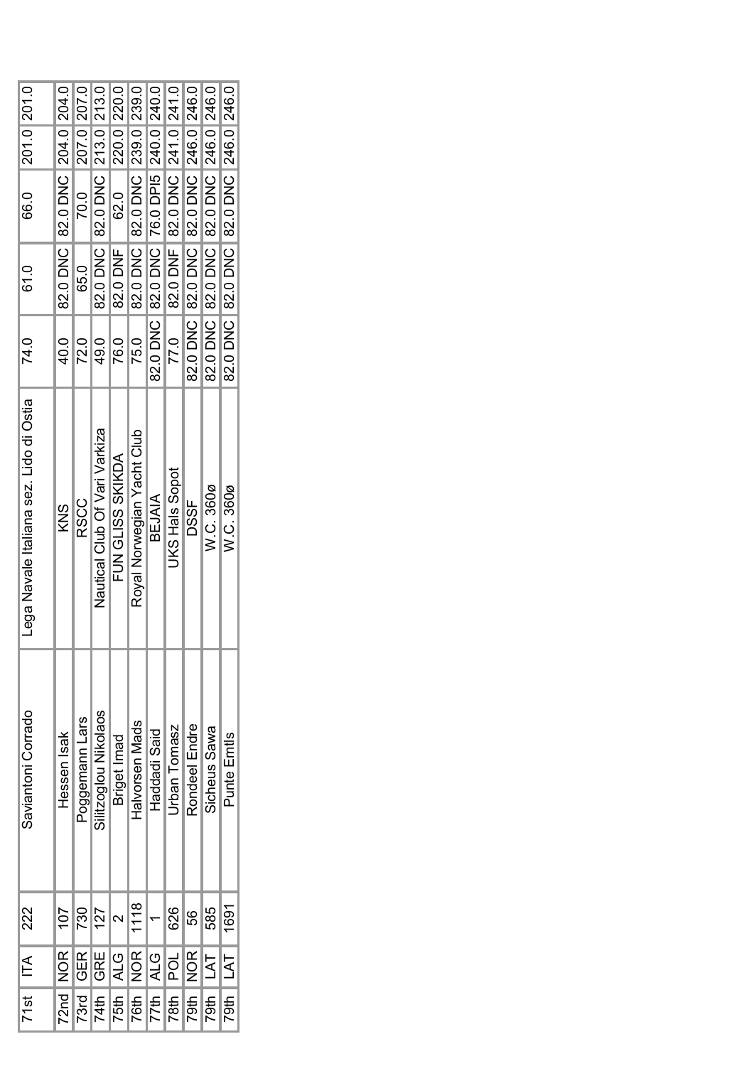| | | | | | | | | | | |
|---|---|---|---|---|---|---|---|---|---|---|
| 71st | ITA | 222 | Saviantoni Corrado | Lega Navale Italiana sez. Lido di Ostia | 74.0 | 61.0 | 66.0 | 201.0 | 201.0 |
| 72nd | NOR | 107 | Hessen Isak | KNS | 40.0 | 82.0 DNC | 82.0 DNC | 204.0 | 204.0 |
| 73rd | GER | 730 | Poggemann Lars | RSCC | 72.0 | 65.0 | 70.0 | 207.0 | 207.0 |
| 74th | GRE | 127 | Silitzoglou Nikolaos | Nautical Club Of Vari Varkiza | 49.0 | 82.0 DNC | 82.0 DNC | 213.0 | 213.0 |
| 75th | ALG | 2 | Briget Imad | FUN GLISS SKIKDA | 76.0 | 82.0 DNF | 62.0 | 220.0 | 220.0 |
| 76th | NOR | 1118 | Halvorsen Mads | Royal Norwegian Yacht Club | 75.0 | 82.0 DNC | 82.0 DNC | 239.0 | 239.0 |
| 77th | ALG | 1 | Haddadi Said | BEJAIA | 82.0 DNC | 82.0 DNC | 76.0 DPI5 | 240.0 | 240.0 |
| 78th | POL | 626 | Urban Tomasz | UKS Hals Sopot | 77.0 | 82.0 DNF | 82.0 DNC | 241.0 | 241.0 |
| 79th | NOR | 56 | Rondeel Endre | DSSF | 82.0 DNC | 82.0 DNC | 82.0 DNC | 246.0 | 246.0 |
| 79th | LAT | 585 | Sicheus Sawa | W.C. 360ø | 82.0 DNC | 82.0 DNC | 82.0 DNC | 246.0 | 246.0 |
| 79th | LAT | 1691 | Punte Emtls | W.C. 360ø | 82.0 DNC | 82.0 DNC | 82.0 DNC | 246.0 | 246.0 |